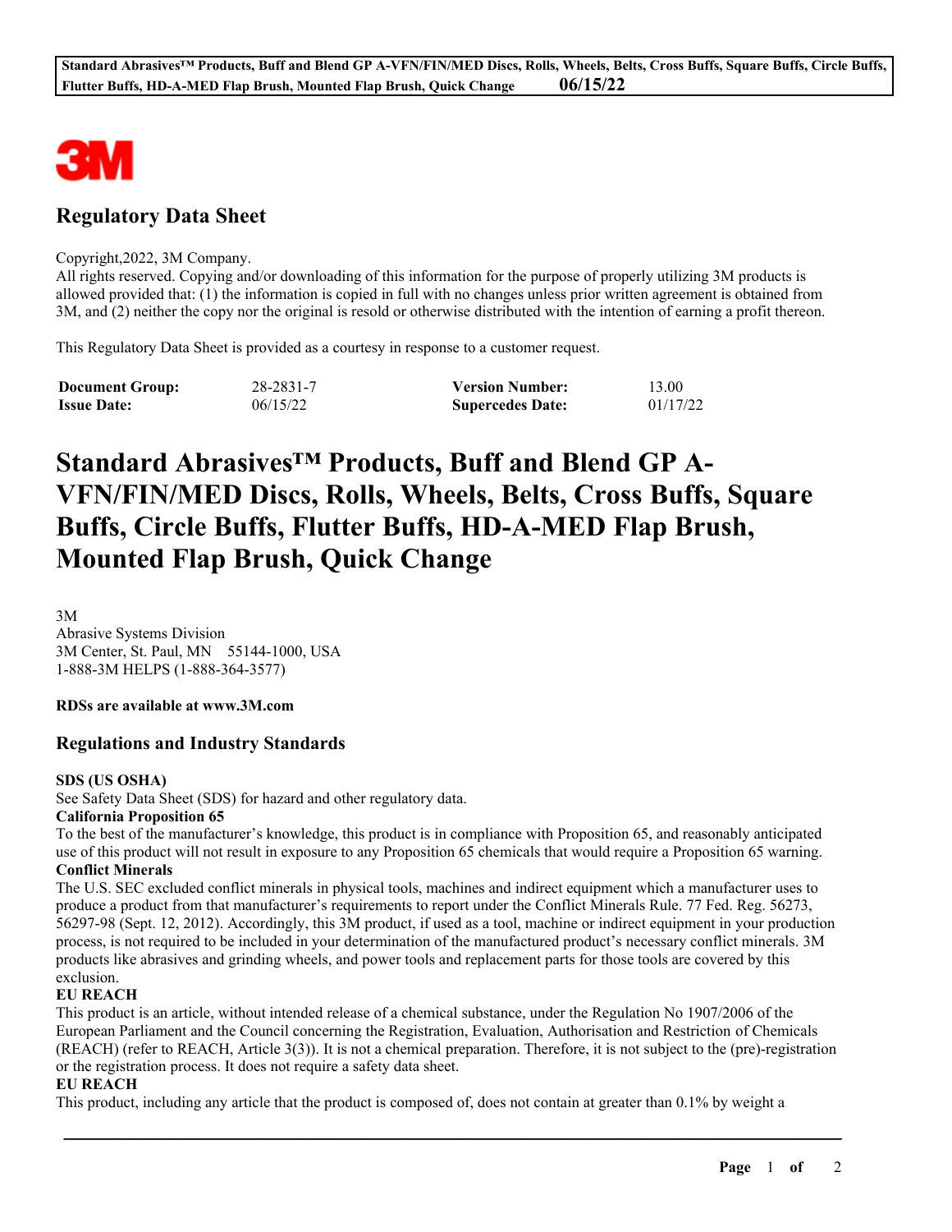# Regulatory Data Sheet

Copyright,2022, 3M Company.
All rights reserved. Copying and/or downloading of this information for the purpose of properly utilizing 3M products is allowed provided that: (1) the information is copied in full with no changes unless prior written agreement is obtained from 3M, and (2) neither the copy nor the original is resold or otherwise distributed with the intention of earning a profit thereon.

This Regulatory Data Sheet is provided as a courtesy in response to a customer request.

| **Document Group:** | 28-2831-7 | **Version Number:** | 13.00 |
|---|---|---|---|
| **Issue Date:** | 06/15/22 | **Supercedes Date:** | 01/17/22 |

# Standard Abrasives™ Products, Buff and Blend GP A-VFN/FIN/MED Discs, Rolls, Wheels, Belts, Cross Buffs, Square Buffs, Circle Buffs, Flutter Buffs, HD-A-MED Flap Brush, Mounted Flap Brush, Quick Change

3M
Abrasive Systems Division
3M Center, St. Paul, MN 55144-1000, USA
1-888-3M HELPS (1-888-364-3577)

**RDSs are available at www.3M.com**

## Regulations and Industry Standards

**SDS (US OSHA)**
See Safety Data Sheet (SDS) for hazard and other regulatory data.

**California Proposition 65**
To the best of the manufacturer's knowledge, this product is in compliance with Proposition 65, and reasonably anticipated use of this product will not result in exposure to any Proposition 65 chemicals that would require a Proposition 65 warning.

**Conflict Minerals**
The U.S. SEC excluded conflict minerals in physical tools, machines and indirect equipment which a manufacturer uses to produce a product from that manufacturer's requirements to report under the Conflict Minerals Rule. 77 Fed. Reg. 56273, 56297-98 (Sept. 12, 2012). Accordingly, this 3M product, if used as a tool, machine or indirect equipment in your production process, is not required to be included in your determination of the manufactured product's necessary conflict minerals. 3M products like abrasives and grinding wheels, and power tools and replacement parts for those tools are covered by this exclusion.

**EU REACH**
This product is an article, without intended release of a chemical substance, under the Regulation No 1907/2006 of the European Parliament and the Council concerning the Registration, Evaluation, Authorisation and Restriction of Chemicals (REACH) (refer to REACH, Article 3(3)). It is not a chemical preparation. Therefore, it is not subject to the (pre)-registration or the registration process. It does not require a safety data sheet.

**EU REACH**
This product, including any article that the product is composed of, does not contain at greater than 0.1% by weight a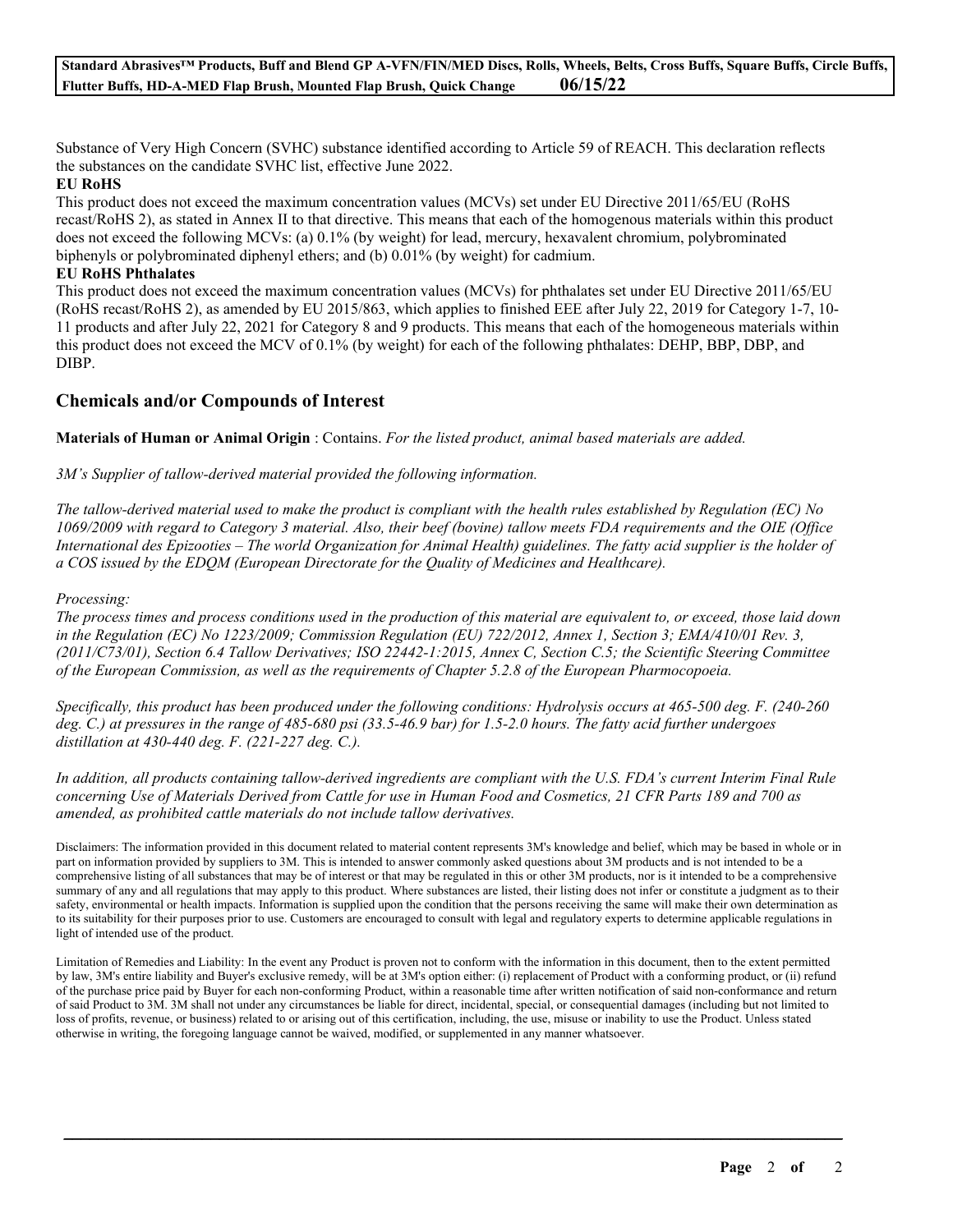Substance of Very High Concern (SVHC) substance identified according to Article 59 of REACH. This declaration reflects the substances on the candidate SVHC list, effective June 2022.

**EU RoHS**

This product does not exceed the maximum concentration values (MCVs) set under EU Directive 2011/65/EU (RoHS recast/RoHS 2), as stated in Annex II to that directive. This means that each of the homogenous materials within this product does not exceed the following MCVs: (a) 0.1% (by weight) for lead, mercury, hexavalent chromium, polybrominated biphenyls or polybrominated diphenyl ethers; and (b) 0.01% (by weight) for cadmium.

**EU RoHS Phthalates**

This product does not exceed the maximum concentration values (MCVs) for phthalates set under EU Directive 2011/65/EU (RoHS recast/RoHS 2), as amended by EU 2015/863, which applies to finished EEE after July 22, 2019 for Category 1-7, 10-11 products and after July 22, 2021 for Category 8 and 9 products. This means that each of the homogeneous materials within this product does not exceed the MCV of 0.1% (by weight) for each of the following phthalates: DEHP, BBP, DBP, and DIBP.

## Chemicals and/or Compounds of Interest

**Materials of Human or Animal Origin** : Contains. *For the listed product, animal based materials are added.*

*3M's Supplier of tallow-derived material provided the following information.*

*The tallow-derived material used to make the product is compliant with the health rules established by Regulation (EC) No 1069/2009 with regard to Category 3 material. Also, their beef (bovine) tallow meets FDA requirements and the OIE (Office International des Epizooties – The world Organization for Animal Health) guidelines. The fatty acid supplier is the holder of a COS issued by the EDQM (European Directorate for the Quality of Medicines and Healthcare).*

*Processing:*
*The process times and process conditions used in the production of this material are equivalent to, or exceed, those laid down in the Regulation (EC) No 1223/2009; Commission Regulation (EU) 722/2012, Annex 1, Section 3; EMA/410/01 Rev. 3, (2011/C73/01), Section 6.4 Tallow Derivatives; ISO 22442-1:2015, Annex C, Section C.5; the Scientific Steering Committee of the European Commission, as well as the requirements of Chapter 5.2.8 of the European Pharmocopoeia.*

*Specifically, this product has been produced under the following conditions: Hydrolysis occurs at 465-500 deg. F. (240-260 deg. C.) at pressures in the range of 485-680 psi (33.5-46.9 bar) for 1.5-2.0 hours. The fatty acid further undergoes distillation at 430-440 deg. F. (221-227 deg. C.).*

*In addition, all products containing tallow-derived ingredients are compliant with the U.S. FDA's current Interim Final Rule concerning Use of Materials Derived from Cattle for use in Human Food and Cosmetics, 21 CFR Parts 189 and 700 as amended, as prohibited cattle materials do not include tallow derivatives.*

Disclaimers: The information provided in this document related to material content represents 3M's knowledge and belief, which may be based in whole or in part on information provided by suppliers to 3M. This is intended to answer commonly asked questions about 3M products and is not intended to be a comprehensive listing of all substances that may be of interest or that may be regulated in this or other 3M products, nor is it intended to be a comprehensive summary of any and all regulations that may apply to this product. Where substances are listed, their listing does not infer or constitute a judgment as to their safety, environmental or health impacts. Information is supplied upon the condition that the persons receiving the same will make their own determination as to its suitability for their purposes prior to use. Customers are encouraged to consult with legal and regulatory experts to determine applicable regulations in light of intended use of the product.

Limitation of Remedies and Liability: In the event any Product is proven not to conform with the information in this document, then to the extent permitted by law, 3M's entire liability and Buyer's exclusive remedy, will be at 3M's option either: (i) replacement of Product with a conforming product, or (ii) refund of the purchase price paid by Buyer for each non-conforming Product, within a reasonable time after written notification of said non-conformance and return of said Product to 3M. 3M shall not under any circumstances be liable for direct, incidental, special, or consequential damages (including but not limited to loss of profits, revenue, or business) related to or arising out of this certification, including, the use, misuse or inability to use the Product. Unless stated otherwise in writing, the foregoing language cannot be waived, modified, or supplemented in any manner whatsoever.